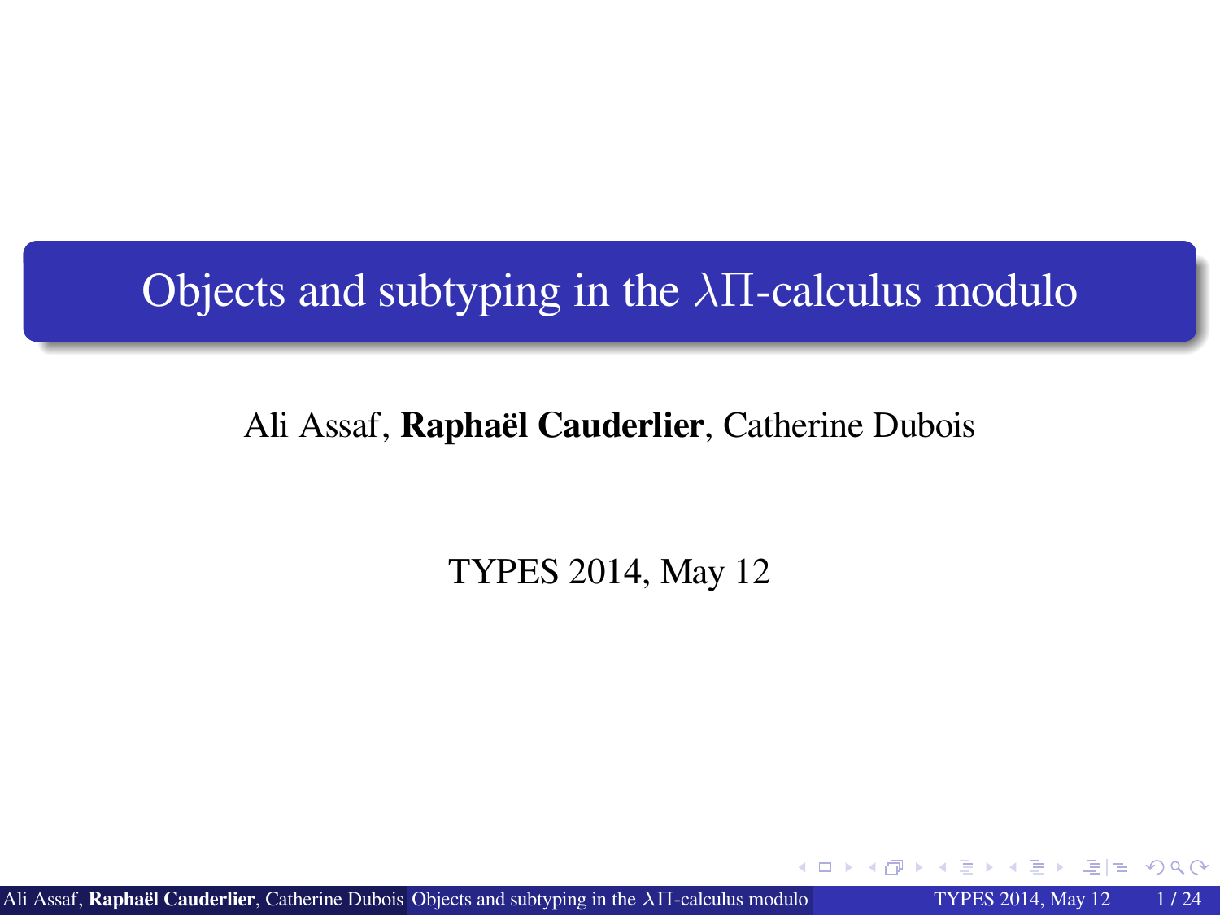# Objects and subtyping in the $\lambda\Pi$-calculus modulo

Ali Assaf, **Raphaël Cauderlier**, Catherine Dubois

TYPES 2014, May 12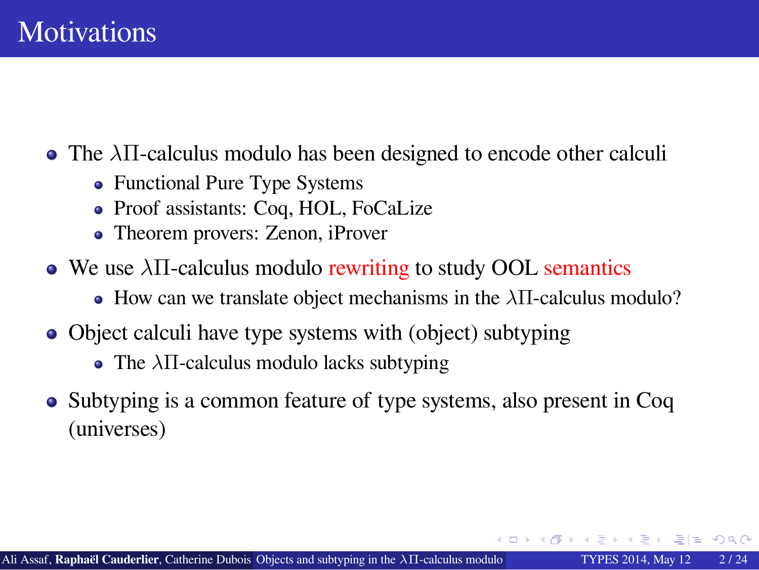# Motivations

- The $\lambda\Pi$-calculus modulo has been designed to encode other calculi
  - Functional Pure Type Systems
  - Proof assistants: Coq, HOL, FoCaLize
  - Theorem provers: Zenon, iProver
- We use $\lambda\Pi$-calculus modulo rewriting to study OOL semantics
  - How can we translate object mechanisms in the $\lambda\Pi$-calculus modulo?
- Object calculi have type systems with (object) subtyping
  - The $\lambda\Pi$-calculus modulo lacks subtyping
- Subtyping is a common feature of type systems, also present in Coq (universes)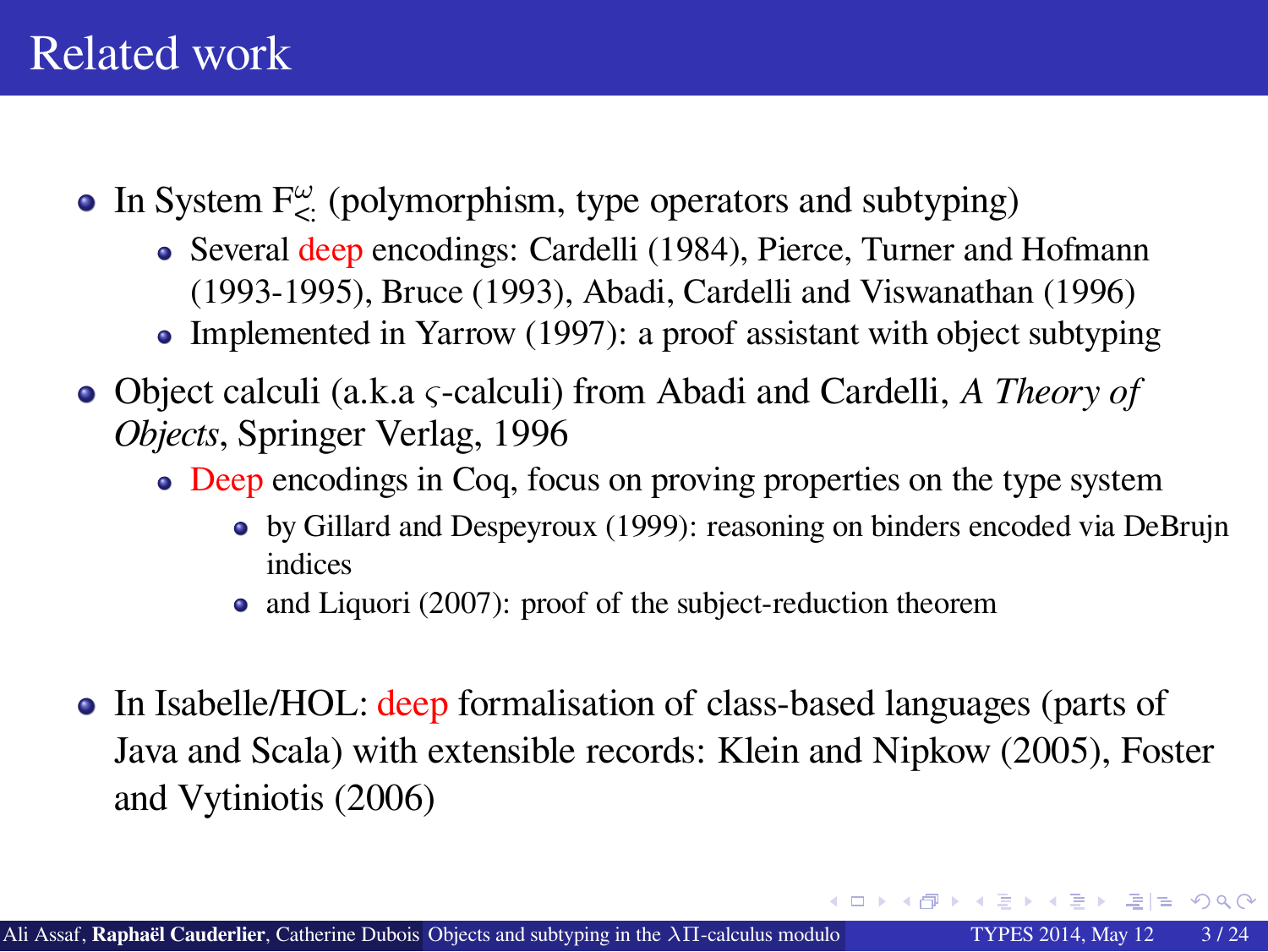# Related work

- In System $F^{\omega}_{<:}$ (polymorphism, type operators and subtyping)
  - Several deep encodings: Cardelli (1984), Pierce, Turner and Hofmann (1993-1995), Bruce (1993), Abadi, Cardelli and Viswanathan (1996)
  - Implemented in Yarrow (1997): a proof assistant with object subtyping
- Object calculi (a.k.a $\varsigma$-calculi) from Abadi and Cardelli, *A Theory of Objects*, Springer Verlag, 1996
  - Deep encodings in Coq, focus on proving properties on the type system
    - by Gillard and Despeyroux (1999): reasoning on binders encoded via DeBrujn indices
    - and Liquori (2007): proof of the subject-reduction theorem
- In Isabelle/HOL: deep formalisation of class-based languages (parts of Java and Scala) with extensible records: Klein and Nipkow (2005), Foster and Vytiniotis (2006)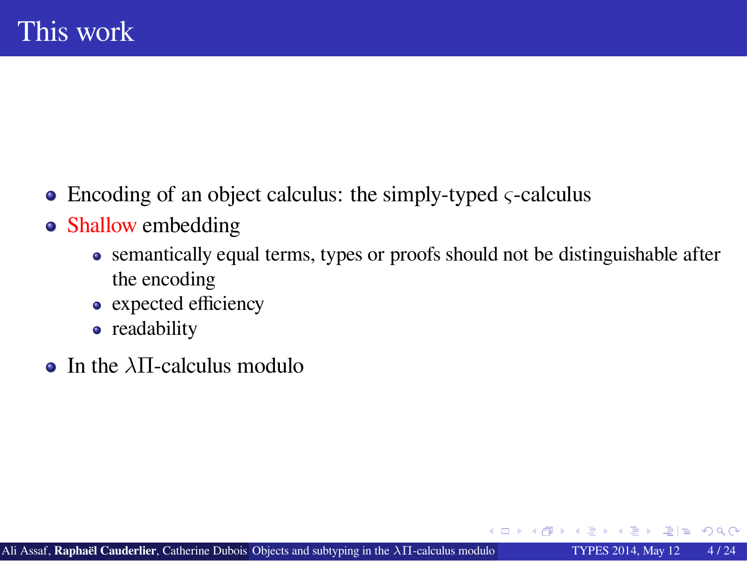# This work

- Encoding of an object calculus: the simply-typed $\varsigma$-calculus
- Shallow embedding
  - semantically equal terms, types or proofs should not be distinguishable after the encoding
  - expected efficiency
  - readability
- In the $\lambda\Pi$-calculus modulo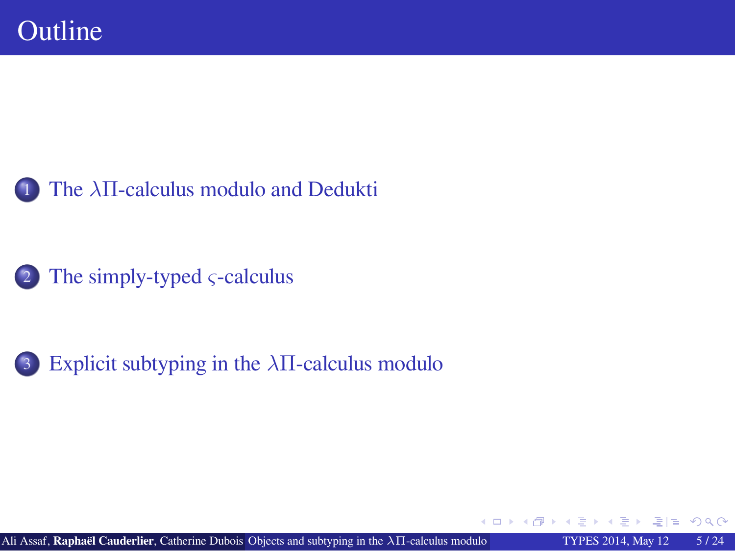# Outline

1. The $\lambda\Pi$-calculus modulo and Dedukti
2. The simply-typed $\varsigma$-calculus
3. Explicit subtyping in the $\lambda\Pi$-calculus modulo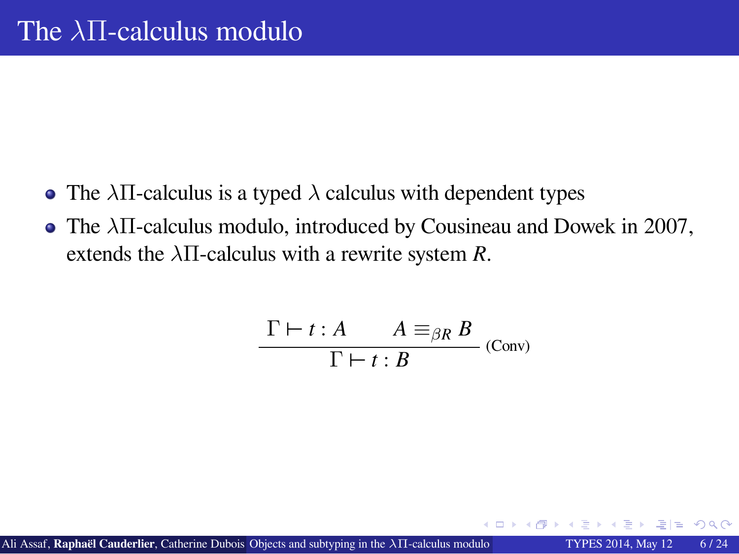# The $\lambda\Pi$-calculus modulo

- The $\lambda\Pi$-calculus is a typed $\lambda$ calculus with dependent types
- The $\lambda\Pi$-calculus modulo, introduced by Cousineau and Dowek in 2007, extends the $\lambda\Pi$-calculus with a rewrite system $R$.

$$\frac{\Gamma \vdash t : A \qquad A \equiv_{\beta R} B}{\Gamma \vdash t : B} \text{(Conv)}$$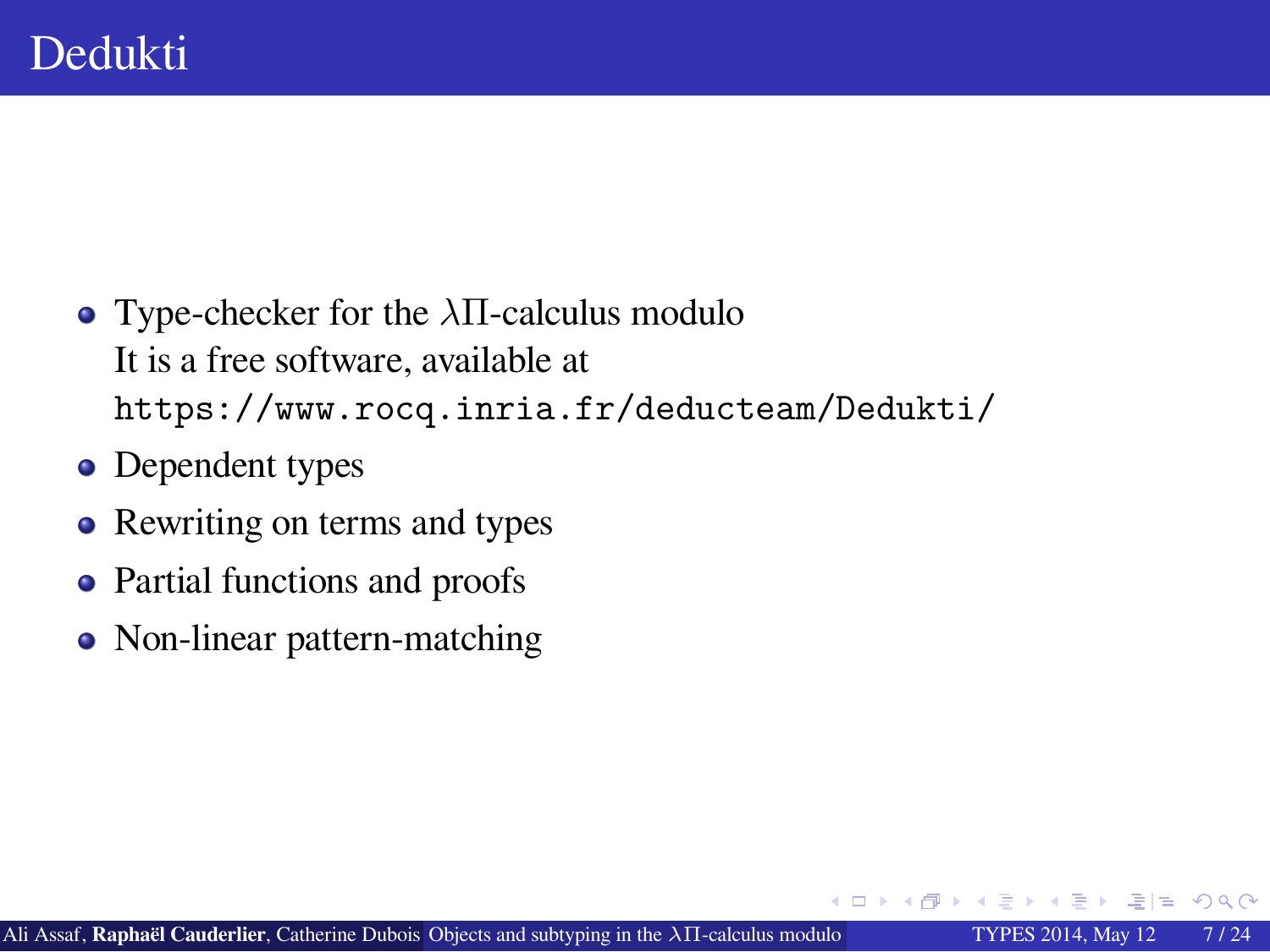# Dedukti

- Type-checker for the $\lambda\Pi$-calculus modulo
  It is a free software, available at
  `https://www.rocq.inria.fr/deducteam/Dedukti/`
- Dependent types
- Rewriting on terms and types
- Partial functions and proofs
- Non-linear pattern-matching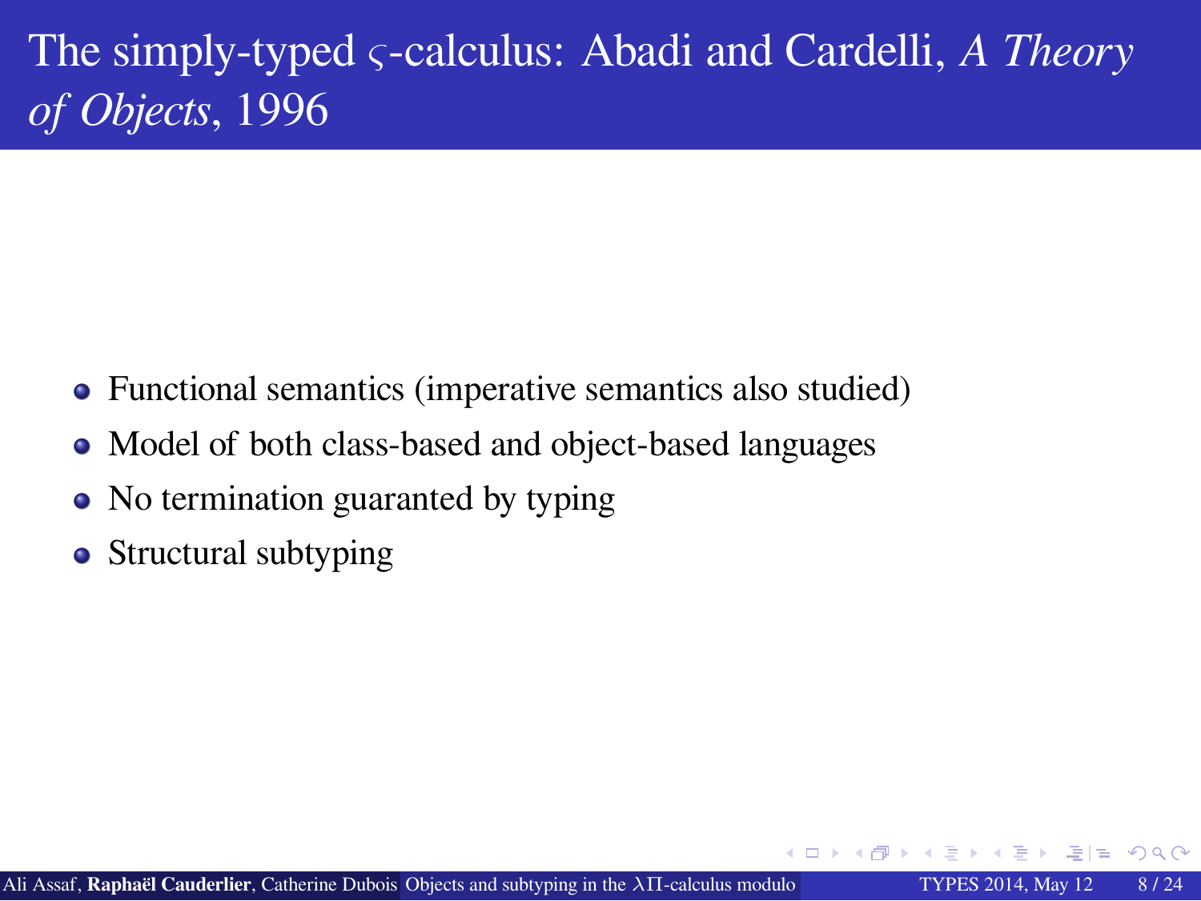# The simply-typed $\varsigma$-calculus: Abadi and Cardelli, *A Theory of Objects*, 1996

- Functional semantics (imperative semantics also studied)
- Model of both class-based and object-based languages
- No termination guaranted by typing
- Structural subtyping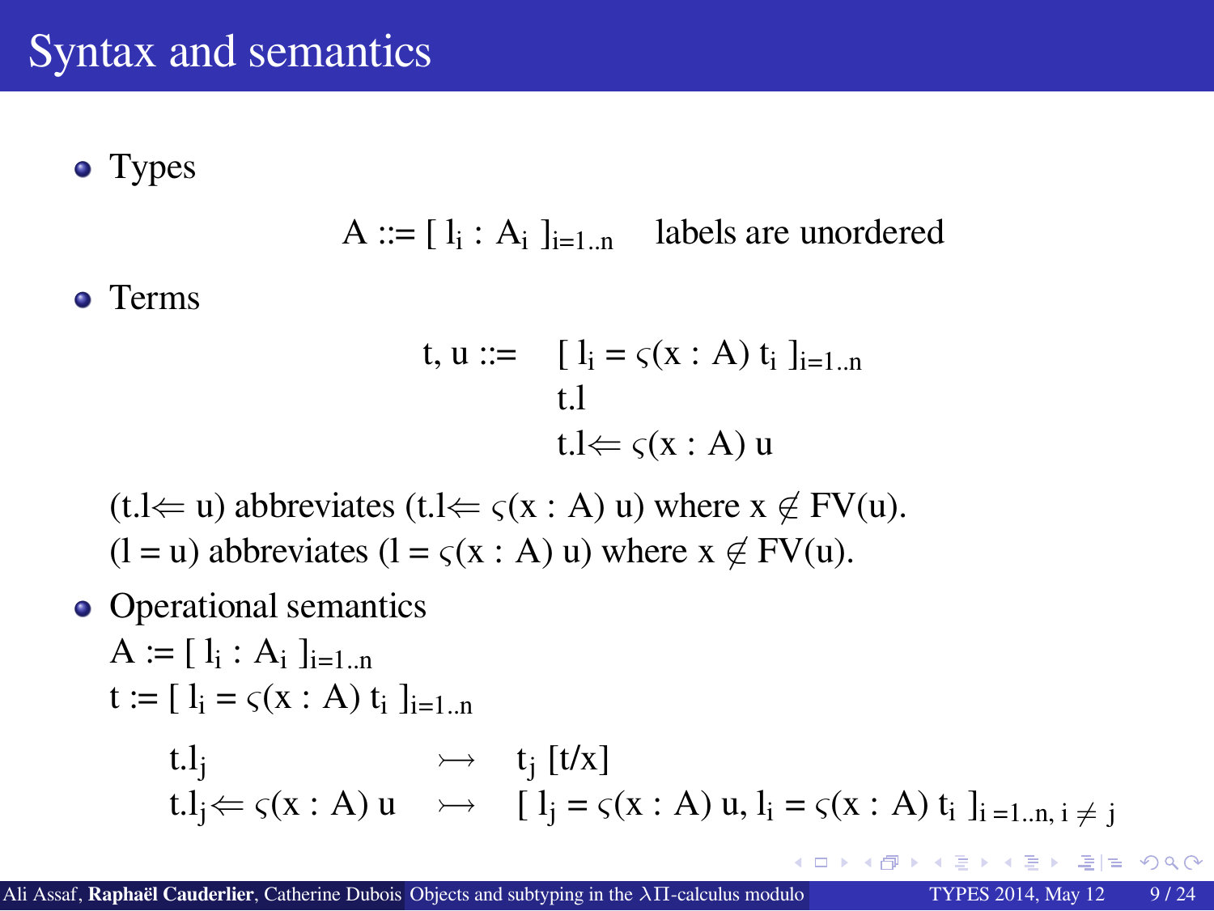# Syntax and semantics

- Types

$$A ::= [\, l_i : A_i \,]_{i=1..n} \quad \text{labels are unordered}$$

- Terms

$$
\begin{aligned}
t, u ::= \quad & [\, l_i = \varsigma(x : A)\, t_i \,]_{i=1..n} \\
& t.l \\
& t.l \Leftarrow \varsigma(x : A)\, u
\end{aligned}
$$

$(t.l \Leftarrow u)$ abbreviates $(t.l \Leftarrow \varsigma(x : A)\, u)$ where $x \notin FV(u)$.
$(l = u)$ abbreviates $(l = \varsigma(x : A)\, u)$ where $x \notin FV(u)$.

- Operational semantics

$A := [\, l_i : A_i \,]_{i=1..n}$
$t := [\, l_i = \varsigma(x : A)\, t_i \,]_{i=1..n}$

$$
\begin{aligned}
t.l_j \quad & \rightarrowtail \quad t_j\, [t/x] \\
t.l_j \Leftarrow \varsigma(x : A)\, u \quad & \rightarrowtail \quad [\, l_j = \varsigma(x : A)\, u,\, l_i = \varsigma(x : A)\, t_i \,]_{i=1..n,\, i \neq j}
\end{aligned}
$$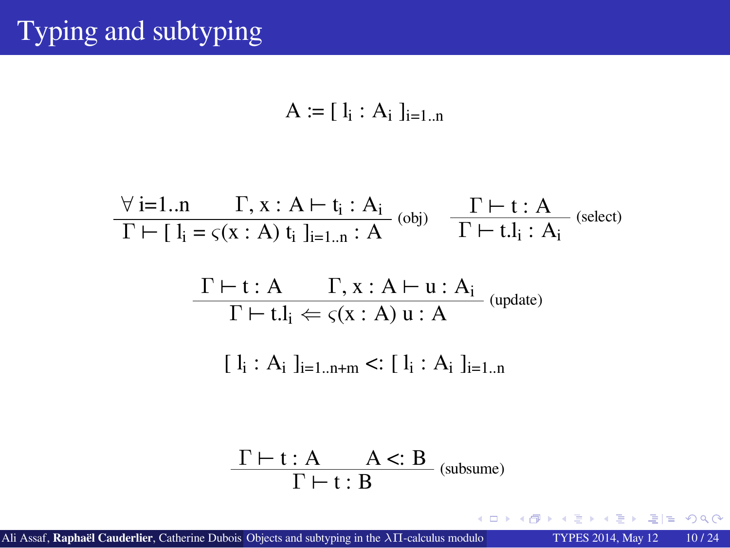# Typing and subtyping

$$A := [\ l_i : A_i\ ]_{i=1..n}$$

$$\frac{\forall\, i=1..n \qquad \Gamma, x : A \vdash t_i : A_i}{\Gamma \vdash [\ l_i = \varsigma(x : A)\ t_i\ ]_{i=1..n} : A}\ \text{(obj)} \qquad \frac{\Gamma \vdash t : A}{\Gamma \vdash t.l_i : A_i}\ \text{(select)}$$

$$\frac{\Gamma \vdash t : A \qquad \Gamma, x : A \vdash u : A_i}{\Gamma \vdash t.l_i \Leftarrow \varsigma(x : A)\ u : A}\ \text{(update)}$$

$$[\ l_i : A_i\ ]_{i=1..n+m} <: [\ l_i : A_i\ ]_{i=1..n}$$

$$\frac{\Gamma \vdash t : A \qquad A <: B}{\Gamma \vdash t : B}\ \text{(subsume)}$$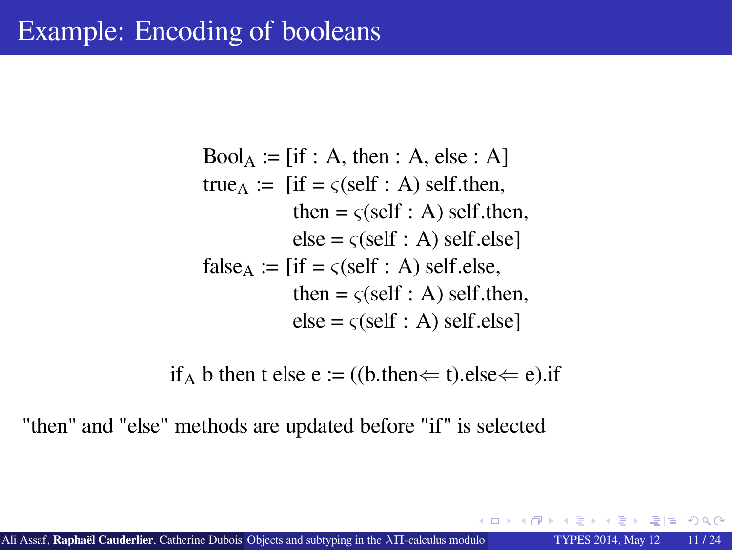# Example: Encoding of booleans

$$
\begin{aligned}
\mathrm{Bool_A} &:= [\mathrm{if} : \mathrm{A}, \mathrm{then} : \mathrm{A}, \mathrm{else} : \mathrm{A}] \\
\mathrm{true_A} &:= [\mathrm{if} = \varsigma(\mathrm{self} : \mathrm{A})\ \mathrm{self.then}, \\
&\qquad \mathrm{then} = \varsigma(\mathrm{self} : \mathrm{A})\ \mathrm{self.then}, \\
&\qquad \mathrm{else} = \varsigma(\mathrm{self} : \mathrm{A})\ \mathrm{self.else}] \\
\mathrm{false_A} &:= [\mathrm{if} = \varsigma(\mathrm{self} : \mathrm{A})\ \mathrm{self.else}, \\
&\qquad \mathrm{then} = \varsigma(\mathrm{self} : \mathrm{A})\ \mathrm{self.then}, \\
&\qquad \mathrm{else} = \varsigma(\mathrm{self} : \mathrm{A})\ \mathrm{self.else}]
\end{aligned}
$$

$$
\mathrm{if_A}\ \mathrm{b}\ \mathrm{then}\ \mathrm{t}\ \mathrm{else}\ \mathrm{e} := ((\mathrm{b.then} \Leftarrow \mathrm{t}).\mathrm{else} \Leftarrow \mathrm{e}).\mathrm{if}
$$

"then" and "else" methods are updated before "if" is selected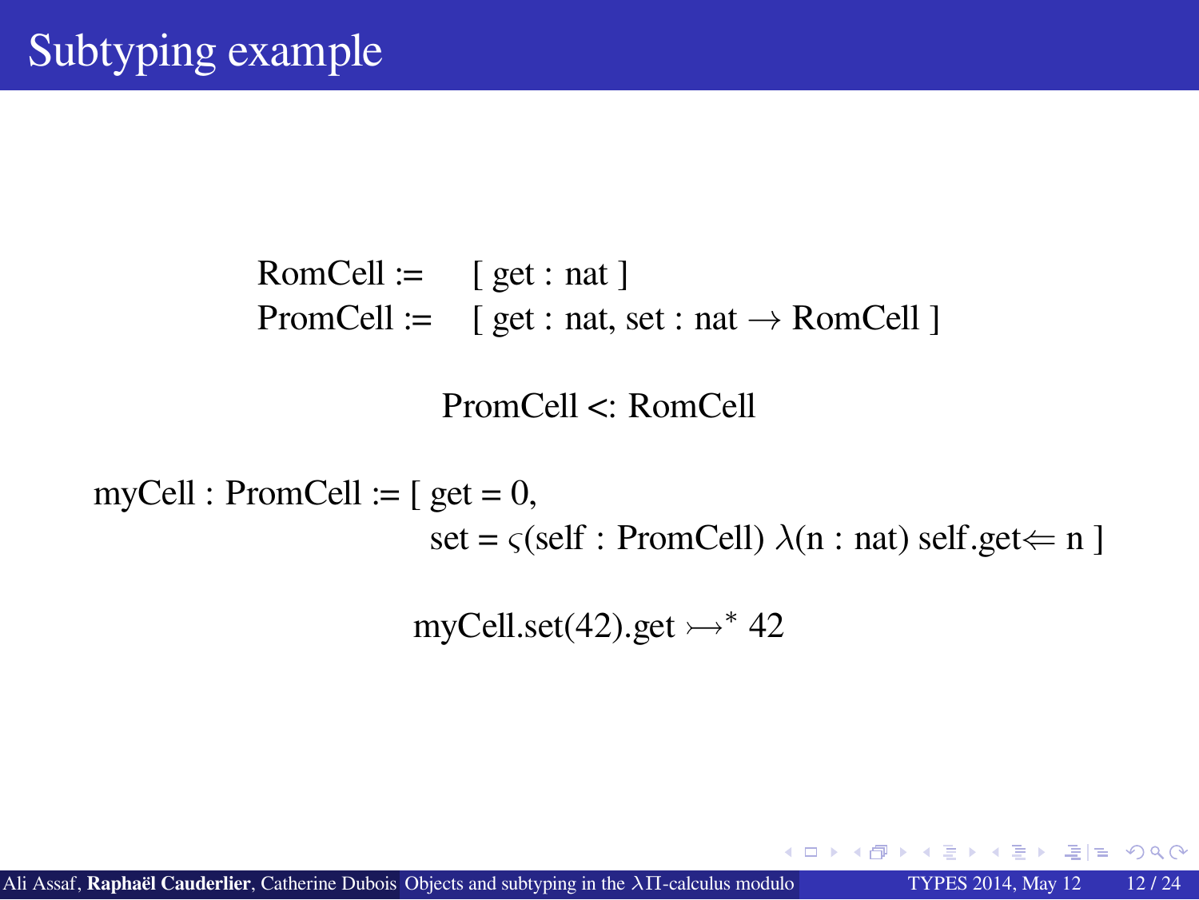# Subtyping example

$$\begin{aligned}
\text{RomCell} :=&\quad [\ \text{get} : \text{nat}\ ] \\
\text{PromCell} :=&\quad [\ \text{get} : \text{nat},\ \text{set} : \text{nat} \rightarrow \text{RomCell}\ ]
\end{aligned}$$

$$\text{PromCell} <: \text{RomCell}$$

$$\begin{aligned}
\text{myCell} : \text{PromCell} := [\ &\text{get} = 0, \\
&\text{set} = \varsigma(\text{self} : \text{PromCell})\ \lambda(\text{n} : \text{nat})\ \text{self.get} \Leftarrow \text{n}\ ]
\end{aligned}$$

$$\text{myCell.set(42).get} \rightarrowtail^{*} 42$$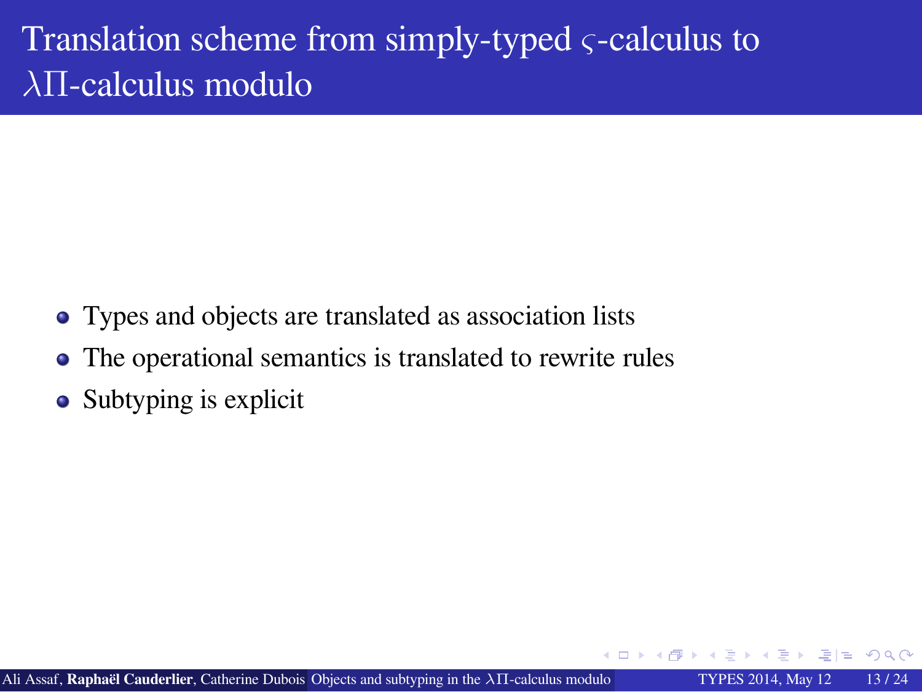# Translation scheme from simply-typed $\varsigma$-calculus to $\lambda\Pi$-calculus modulo

- Types and objects are translated as association lists
- The operational semantics is translated to rewrite rules
- Subtyping is explicit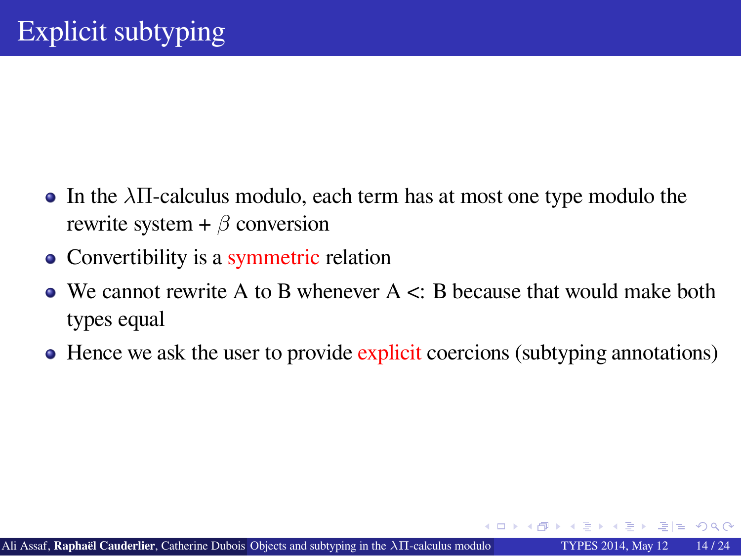# Explicit subtyping

- In the $\lambda\Pi$-calculus modulo, each term has at most one type modulo the rewrite system + $\beta$ conversion
- Convertibility is a symmetric relation
- We cannot rewrite A to B whenever A <: B because that would make both types equal
- Hence we ask the user to provide explicit coercions (subtyping annotations)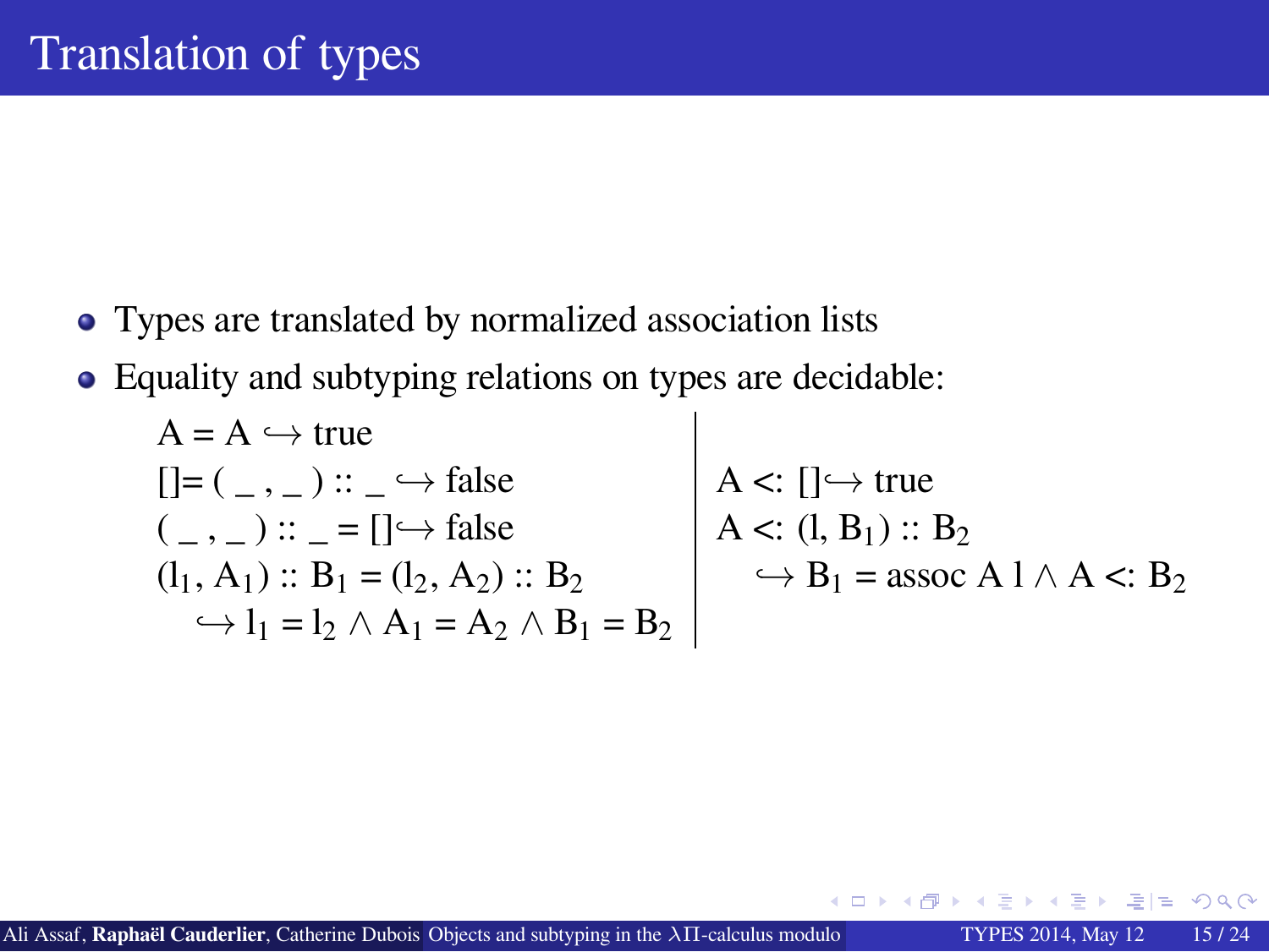# Translation of types

- Types are translated by normalized association lists
- Equality and subtyping relations on types are decidable:

$$
\begin{array}{l|l}
A = A \hookrightarrow \text{true} & \\
[] = (\_ , \_) :: \_ \hookrightarrow \text{false} & A <: [] \hookrightarrow \text{true} \\
(\_ , \_) :: \_ = [] \hookrightarrow \text{false} & A <: (l, B_1) :: B_2 \\
(l_1, A_1) :: B_1 = (l_2, A_2) :: B_2 & \quad \hookrightarrow B_1 = \text{assoc } A\ l \wedge A <: B_2 \\
\quad \hookrightarrow l_1 = l_2 \wedge A_1 = A_2 \wedge B_1 = B_2 &
\end{array}
$$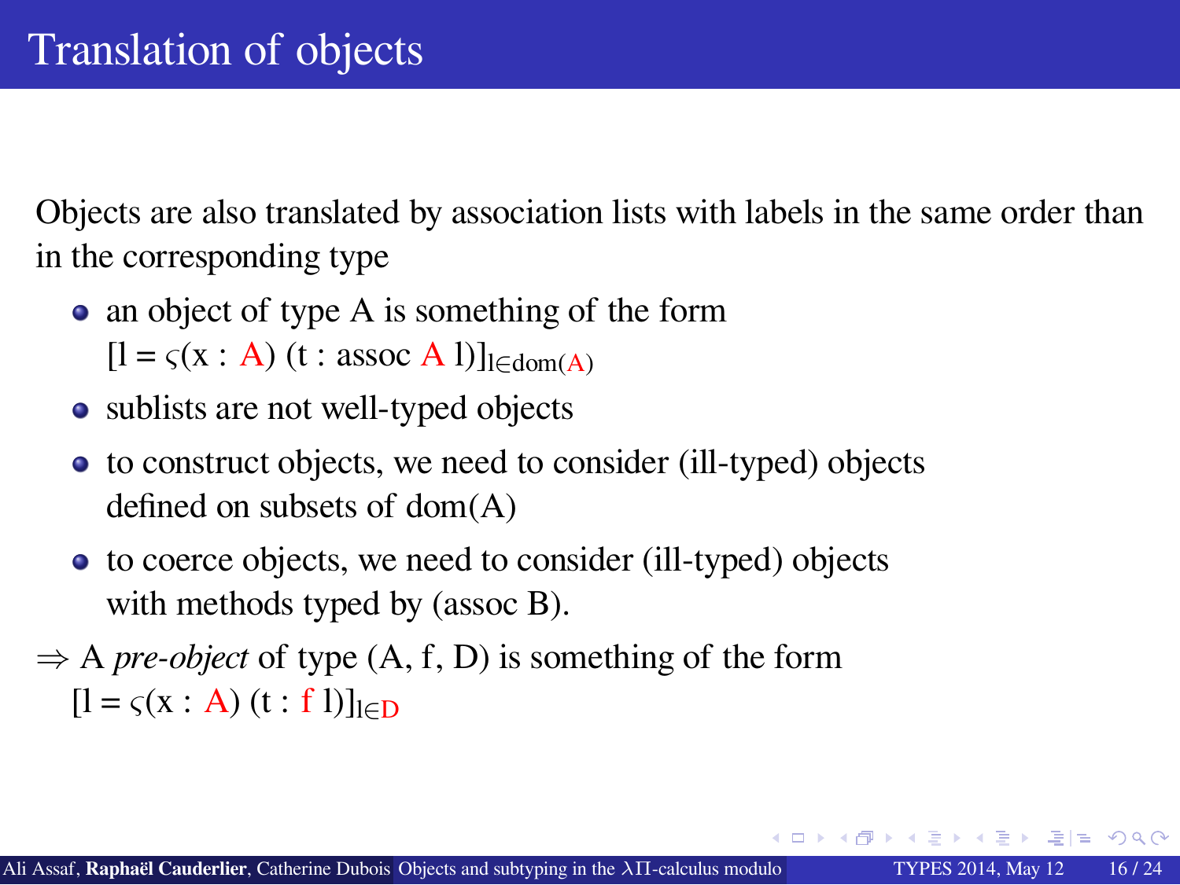# Translation of objects

Objects are also translated by association lists with labels in the same order than in the corresponding type

- an object of type A is something of the form
  $[l = \varsigma(x : A)\ (t : \text{assoc}\ A\ l)]_{l \in \text{dom}(A)}$
- sublists are not well-typed objects
- to construct objects, we need to consider (ill-typed) objects defined on subsets of dom(A)
- to coerce objects, we need to consider (ill-typed) objects with methods typed by (assoc B).

$\Rightarrow$ A *pre-object* of type (A, f, D) is something of the form
$[l = \varsigma(x : A)\ (t : f\ l)]_{l \in D}$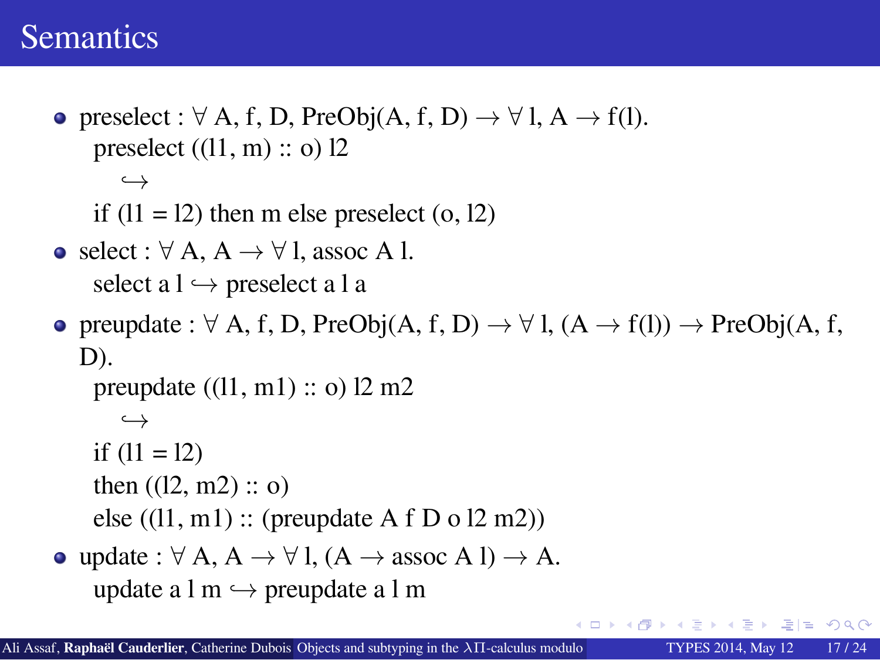# Semantics

- preselect : $\forall$ A, f, D, PreObj(A, f, D) $\to$ $\forall$ l, A $\to$ f(l).
  preselect ((l1, m) :: o) l2
  $\hookrightarrow$
  if (l1 = l2) then m else preselect (o, l2)
- select : $\forall$ A, A $\to$ $\forall$ l, assoc A l.
  select a l $\hookrightarrow$ preselect a l a
- preupdate : $\forall$ A, f, D, PreObj(A, f, D) $\to$ $\forall$ l, (A $\to$ f(l)) $\to$ PreObj(A, f, D).
  preupdate ((l1, m1) :: o) l2 m2
  $\hookrightarrow$
  if (l1 = l2)
  then ((l2, m2) :: o)
  else ((l1, m1) :: (preupdate A f D o l2 m2))
- update : $\forall$ A, A $\to$ $\forall$ l, (A $\to$ assoc A l) $\to$ A.
  update a l m $\hookrightarrow$ preupdate a l m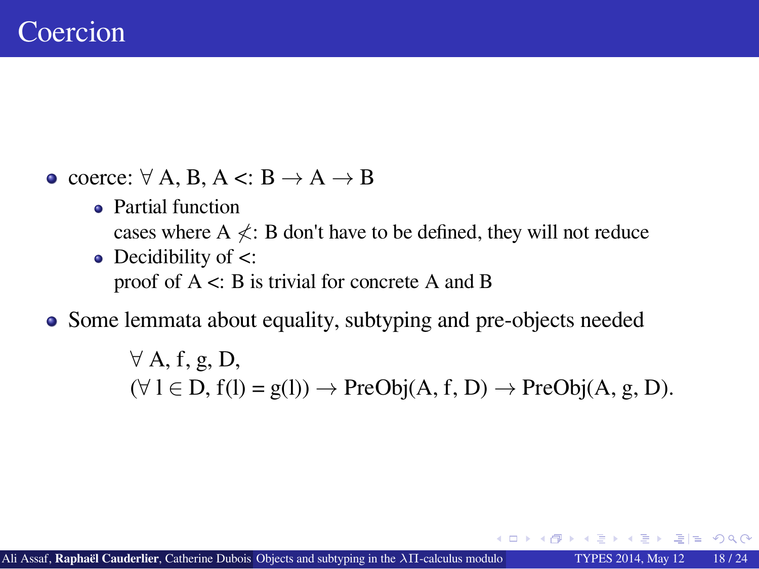# Coercion

- coerce: $\forall$ A, B, A <: B $\rightarrow$ A $\rightarrow$ B
  - Partial function
    cases where A $\not<$: B don't have to be defined, they will not reduce
  - Decidibility of <:
    proof of A <: B is trivial for concrete A and B
- Some lemmata about equality, subtyping and pre-objects needed

$$\forall \text{ A, f, g, D,}$$
$$(\forall \text{ l} \in \text{D, f(l) = g(l))} \rightarrow \text{PreObj(A, f, D)} \rightarrow \text{PreObj(A, g, D).}$$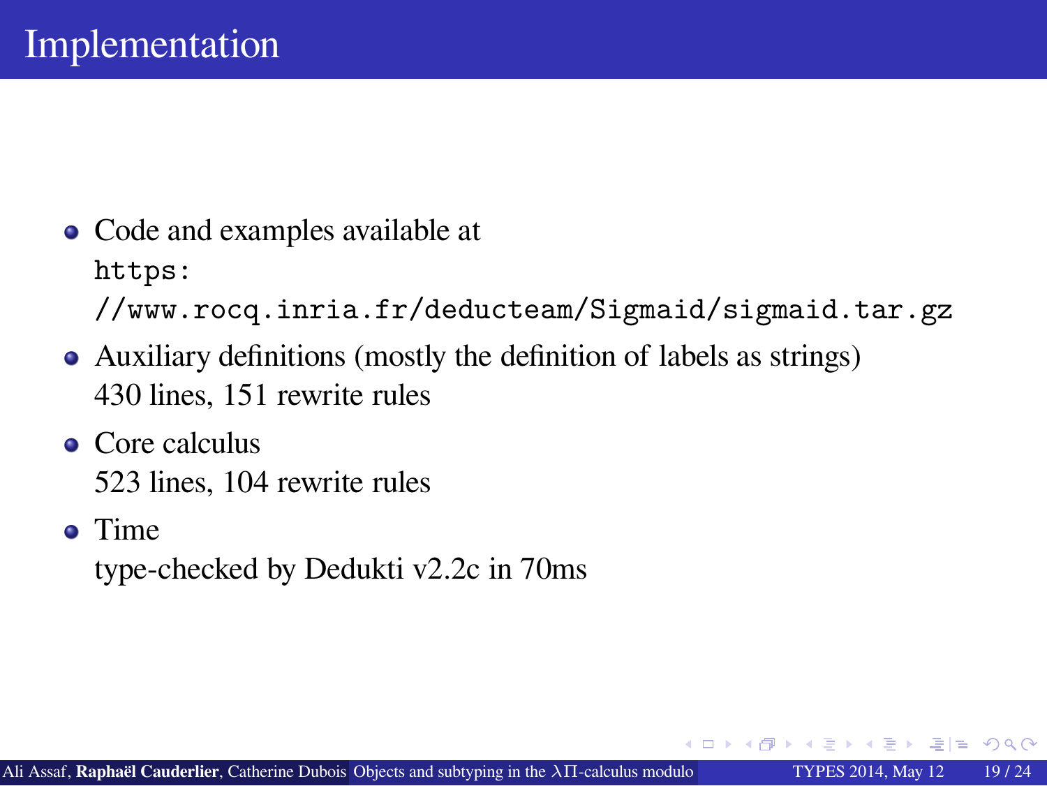# Implementation

- Code and examples available at `https://www.rocq.inria.fr/deducteam/Sigmaid/sigmaid.tar.gz`
- Auxiliary definitions (mostly the definition of labels as strings)
  430 lines, 151 rewrite rules
- Core calculus
  523 lines, 104 rewrite rules
- Time
  type-checked by Dedukti v2.2c in 70ms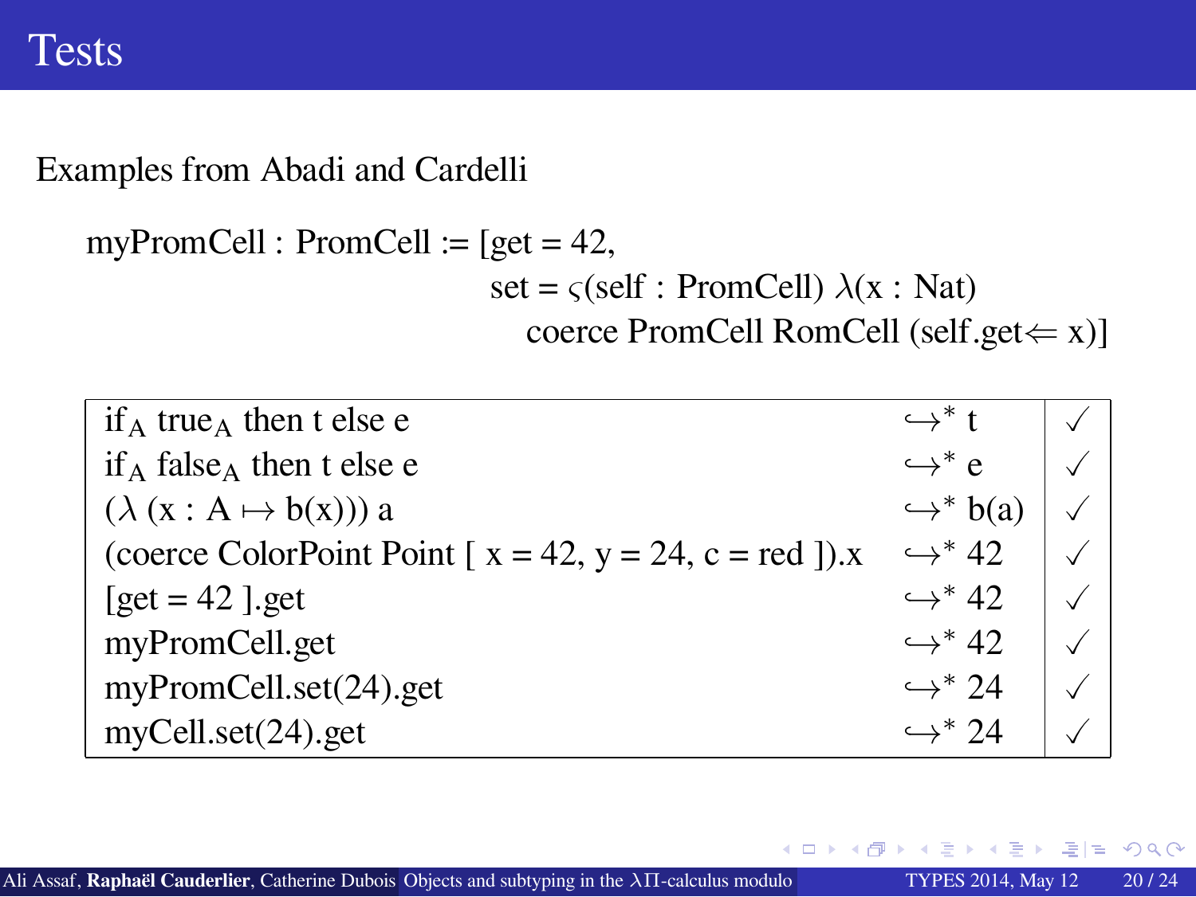# Tests

Examples from Abadi and Cardelli

$$
\begin{aligned}
\text{myPromCell} : \text{PromCell} := [&\text{get} = 42, \\
&\text{set} = \varsigma(\text{self} : \text{PromCell})\ \lambda(\text{x} : \text{Nat}) \\
&\quad \text{coerce PromCell RomCell (self.get} \Leftarrow \text{x)}]
\end{aligned}
$$

| | | |
|---|---|---|
| $\text{if}_A\ \text{true}_A$ then t else e | $\hookrightarrow^*$ t | ✓ |
| $\text{if}_A\ \text{false}_A$ then t else e | $\hookrightarrow^*$ e | ✓ |
| $(\lambda\ (x : A \mapsto b(x)))\ a$ | $\hookrightarrow^*$ b(a) | ✓ |
| (coerce ColorPoint Point [ x = 42, y = 24, c = red ]).x | $\hookrightarrow^*$ 42 | ✓ |
| [get = 42 ].get | $\hookrightarrow^*$ 42 | ✓ |
| myPromCell.get | $\hookrightarrow^*$ 42 | ✓ |
| myPromCell.set(24).get | $\hookrightarrow^*$ 24 | ✓ |
| myCell.set(24).get | $\hookrightarrow^*$ 24 | ✓ |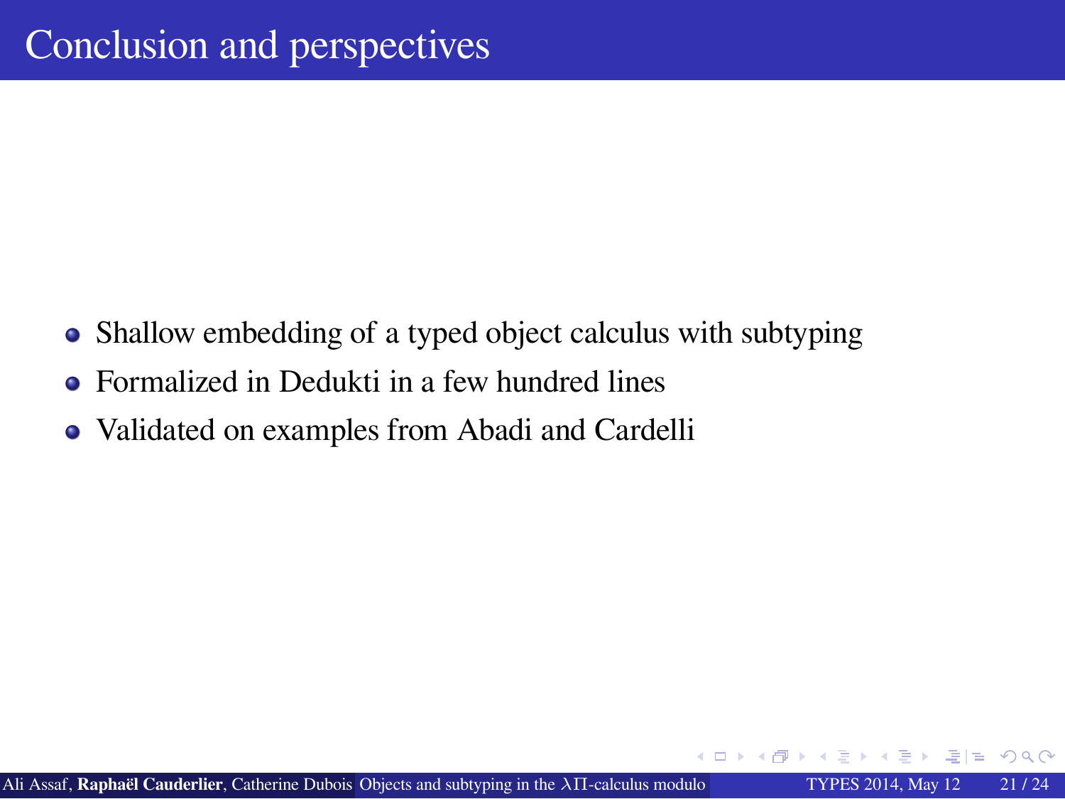# Conclusion and perspectives

- Shallow embedding of a typed object calculus with subtyping
- Formalized in Dedukti in a few hundred lines
- Validated on examples from Abadi and Cardelli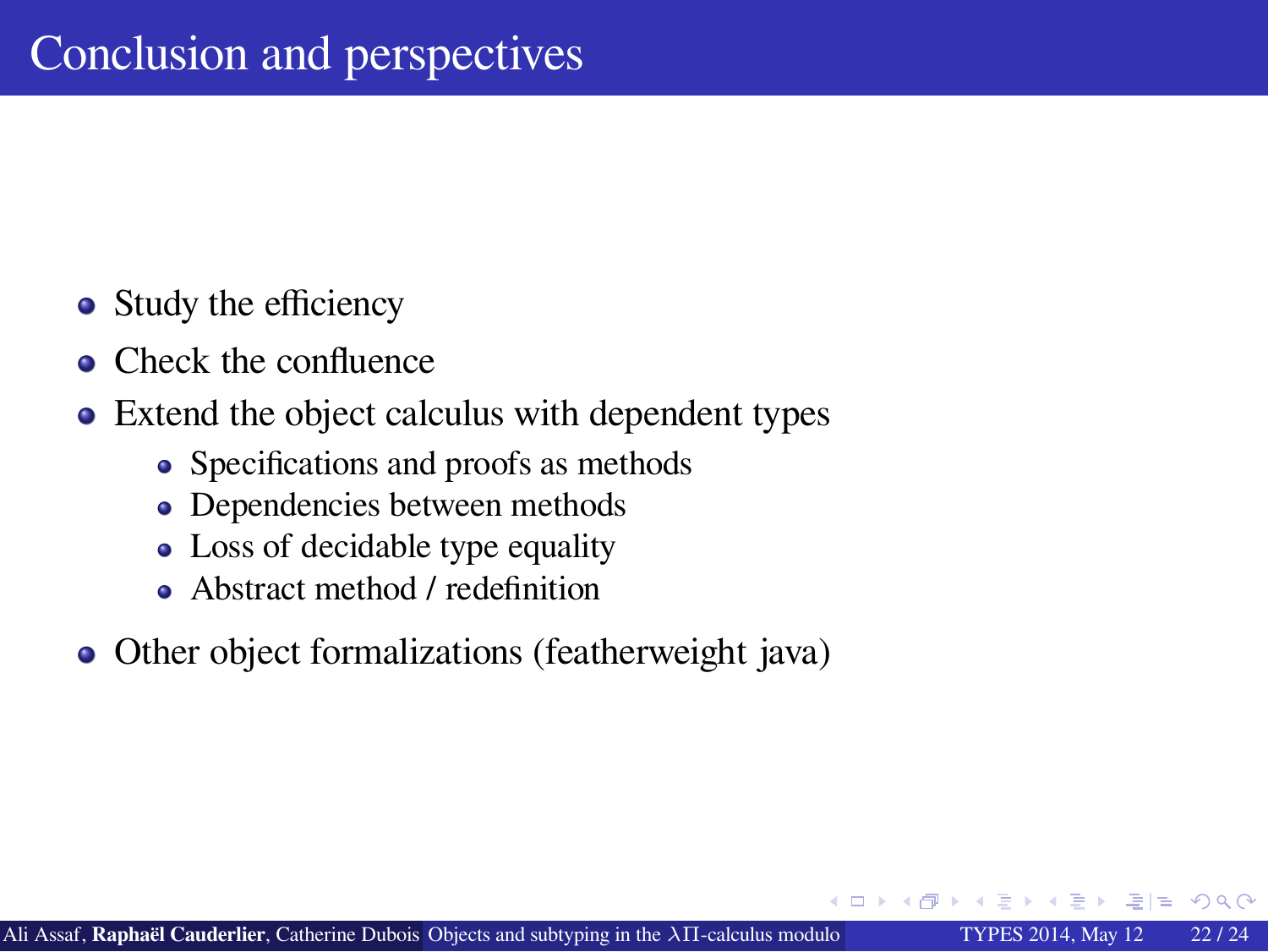# Conclusion and perspectives

- Study the efficiency
- Check the confluence
- Extend the object calculus with dependent types
  - Specifications and proofs as methods
  - Dependencies between methods
  - Loss of decidable type equality
  - Abstract method / redefinition
- Other object formalizations (featherweight java)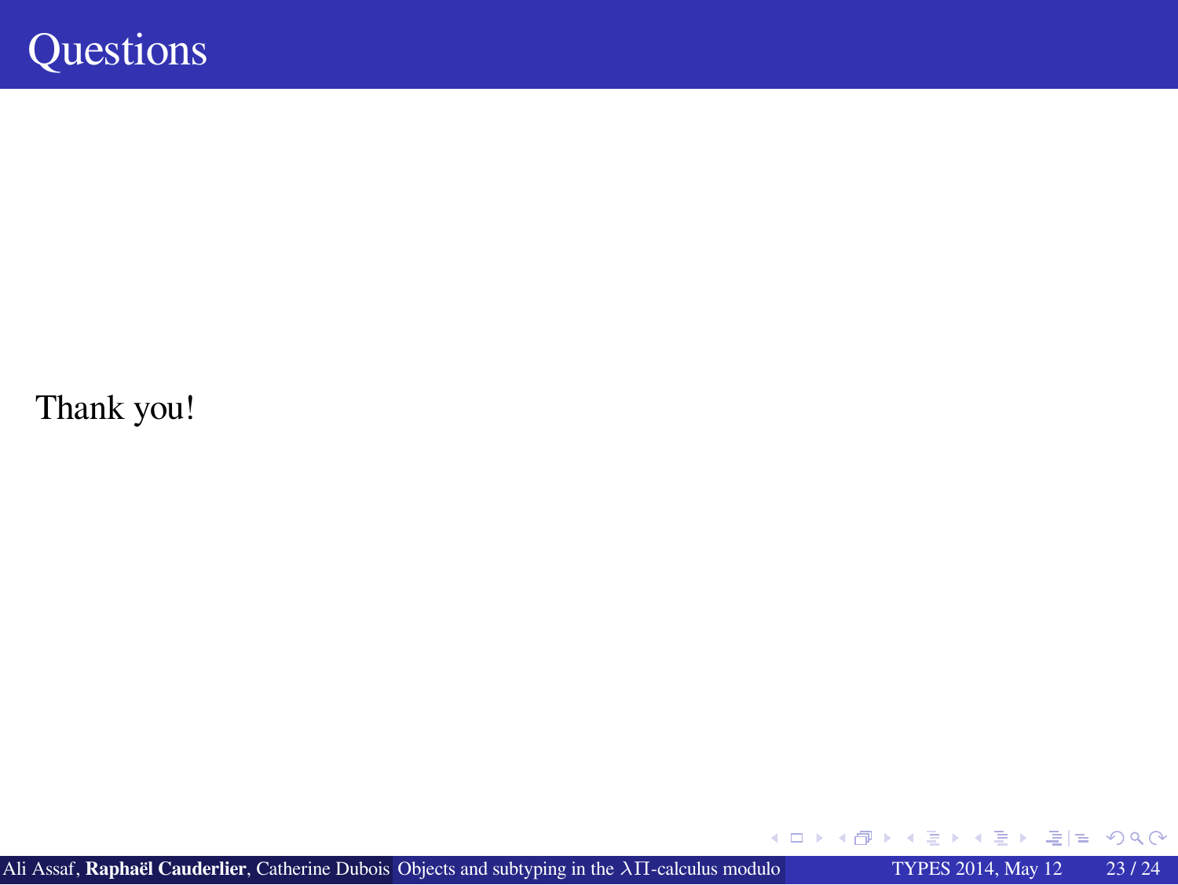# Questions

Thank you!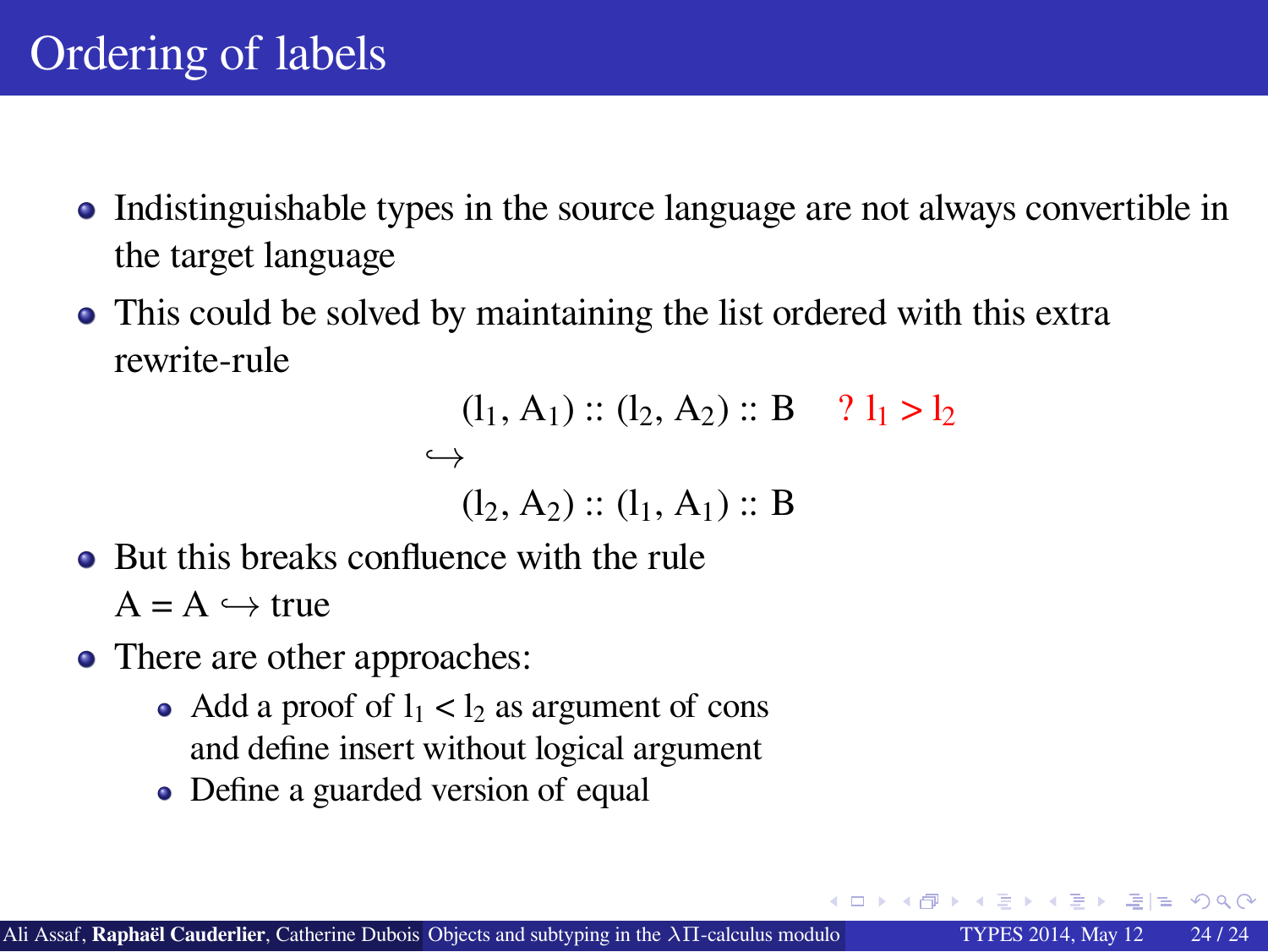# Ordering of labels

- Indistinguishable types in the source language are not always convertible in the target language
- This could be solved by maintaining the list ordered with this extra rewrite-rule

$$
\begin{array}{l}
(l_1, A_1) :: (l_2, A_2) :: B \quad \textcolor{red}{?\ l_1 > l_2} \\
\hookrightarrow \\
(l_2, A_2) :: (l_1, A_1) :: B
\end{array}
$$

- But this breaks confluence with the rule
  $A = A \hookrightarrow \text{true}$
- There are other approaches:
  - Add a proof of $l_1 < l_2$ as argument of cons and define insert without logical argument
  - Define a guarded version of equal